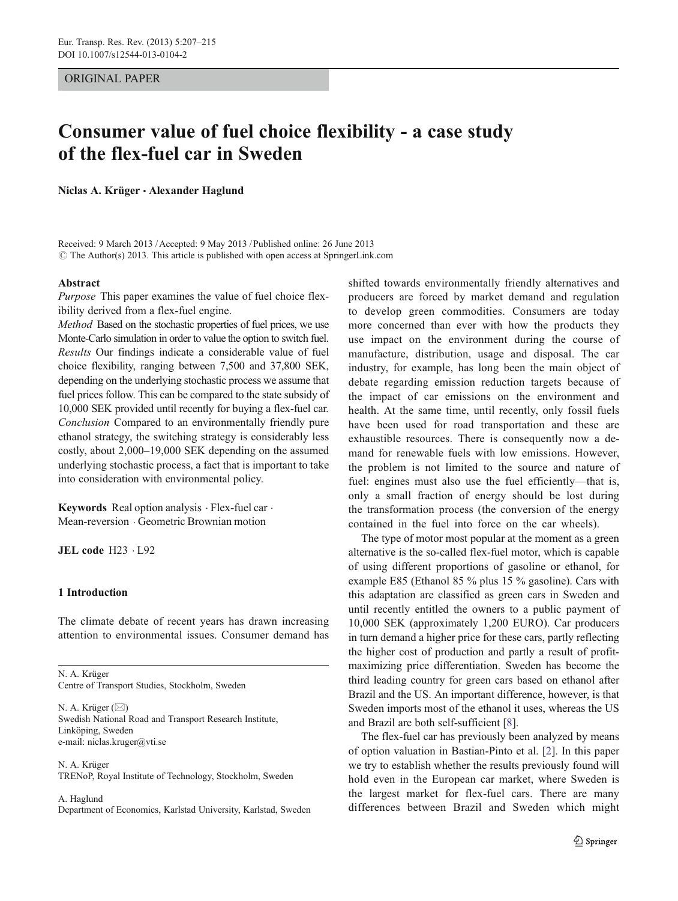ORIGINAL PAPER

# Consumer value of fuel choice flexibility - a case study of the flex-fuel car in Sweden

**Niclas A. Krüger · Alexander Haglund**

Received: 9 March 2013 / Accepted: 9 May 2013 / Published online: 26 June 2013
© The Author(s) 2013. This article is published with open access at SpringerLink.com

**Abstract**

*Purpose* This paper examines the value of fuel choice flexibility derived from a flex-fuel engine.

*Method* Based on the stochastic properties of fuel prices, we use Monte-Carlo simulation in order to value the option to switch fuel.

*Results* Our findings indicate a considerable value of fuel choice flexibility, ranging between 7,500 and 37,800 SEK, depending on the underlying stochastic process we assume that fuel prices follow. This can be compared to the state subsidy of 10,000 SEK provided until recently for buying a flex-fuel car.

*Conclusion* Compared to an environmentally friendly pure ethanol strategy, the switching strategy is considerably less costly, about 2,000–19,000 SEK depending on the assumed underlying stochastic process, a fact that is important to take into consideration with environmental policy.

**Keywords** Real option analysis · Flex-fuel car · Mean-reversion · Geometric Brownian motion

**JEL code** H23 · L92

## 1 Introduction

The climate debate of recent years has drawn increasing attention to environmental issues. Consumer demand has shifted towards environmentally friendly alternatives and producers are forced by market demand and regulation to develop green commodities. Consumers are today more concerned than ever with how the products they use impact on the environment during the course of manufacture, distribution, usage and disposal. The car industry, for example, has long been the main object of debate regarding emission reduction targets because of the impact of car emissions on the environment and health. At the same time, until recently, only fossil fuels have been used for road transportation and these are exhaustible resources. There is consequently now a demand for renewable fuels with low emissions. However, the problem is not limited to the source and nature of fuel: engines must also use the fuel efficiently—that is, only a small fraction of energy should be lost during the transformation process (the conversion of the energy contained in the fuel into force on the car wheels).

The type of motor most popular at the moment as a green alternative is the so-called flex-fuel motor, which is capable of using different proportions of gasoline or ethanol, for example E85 (Ethanol 85 % plus 15 % gasoline). Cars with this adaptation are classified as green cars in Sweden and until recently entitled the owners to a public payment of 10,000 SEK (approximately 1,200 EURO). Car producers in turn demand a higher price for these cars, partly reflecting the higher cost of production and partly a result of profit-maximizing price differentiation. Sweden has become the third leading country for green cars based on ethanol after Brazil and the US. An important difference, however, is that Sweden imports most of the ethanol it uses, whereas the US and Brazil are both self-sufficient [8].

The flex-fuel car has previously been analyzed by means of option valuation in Bastian-Pinto et al. [2]. In this paper we try to establish whether the results previously found will hold even in the European car market, where Sweden is the largest market for flex-fuel cars. There are many differences between Brazil and Sweden which might

N. A. Krüger
Centre of Transport Studies, Stockholm, Sweden

N. A. Krüger (✉)
Swedish National Road and Transport Research Institute, Linköping, Sweden
e-mail: niclas.kruger@vti.se

N. A. Krüger
TRENoP, Royal Institute of Technology, Stockholm, Sweden

A. Haglund
Department of Economics, Karlstad University, Karlstad, Sweden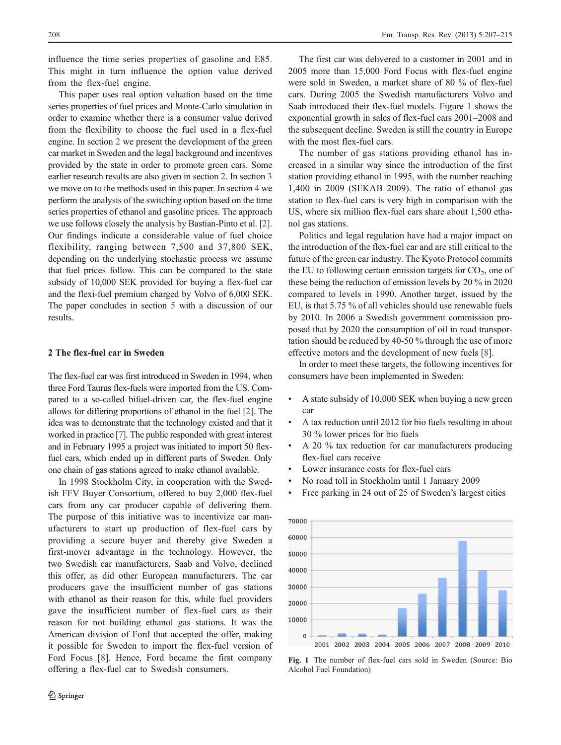influence the time series properties of gasoline and E85. This might in turn influence the option value derived from the flex-fuel engine.

This paper uses real option valuation based on the time series properties of fuel prices and Monte-Carlo simulation in order to examine whether there is a consumer value derived from the flexibility to choose the fuel used in a flex-fuel engine. In section 2 we present the development of the green car market in Sweden and the legal background and incentives provided by the state in order to promote green cars. Some earlier research results are also given in section 2. In section 3 we move on to the methods used in this paper. In section 4 we perform the analysis of the switching option based on the time series properties of ethanol and gasoline prices. The approach we use follows closely the analysis by Bastian-Pinto et al. [2]. Our findings indicate a considerable value of fuel choice flexibility, ranging between 7,500 and 37,800 SEK, depending on the underlying stochastic process we assume that fuel prices follow. This can be compared to the state subsidy of 10,000 SEK provided for buying a flex-fuel car and the flexi-fuel premium charged by Volvo of 6,000 SEK. The paper concludes in section 5 with a discussion of our results.

## 2 The flex-fuel car in Sweden

The flex-fuel car was first introduced in Sweden in 1994, when three Ford Taurus flex-fuels were imported from the US. Compared to a so-called bifuel-driven car, the flex-fuel engine allows for differing proportions of ethanol in the fuel [2]. The idea was to demonstrate that the technology existed and that it worked in practice [7]. The public responded with great interest and in February 1995 a project was initiated to import 50 flex-fuel cars, which ended up in different parts of Sweden. Only one chain of gas stations agreed to make ethanol available.

In 1998 Stockholm City, in cooperation with the Swedish FFV Buyer Consortium, offered to buy 2,000 flex-fuel cars from any car producer capable of delivering them. The purpose of this initiative was to incentivize car manufacturers to start up production of flex-fuel cars by providing a secure buyer and thereby give Sweden a first-mover advantage in the technology. However, the two Swedish car manufacturers, Saab and Volvo, declined this offer, as did other European manufacturers. The car producers gave the insufficient number of gas stations with ethanol as their reason for this, while fuel providers gave the insufficient number of flex-fuel cars as their reason for not building ethanol gas stations. It was the American division of Ford that accepted the offer, making it possible for Sweden to import the flex-fuel version of Ford Focus [8]. Hence, Ford became the first company offering a flex-fuel car to Swedish consumers.

The first car was delivered to a customer in 2001 and in 2005 more than 15,000 Ford Focus with flex-fuel engine were sold in Sweden, a market share of 80 % of flex-fuel cars. During 2005 the Swedish manufacturers Volvo and Saab introduced their flex-fuel models. Figure 1 shows the exponential growth in sales of flex-fuel cars 2001–2008 and the subsequent decline. Sweden is still the country in Europe with the most flex-fuel cars.

The number of gas stations providing ethanol has increased in a similar way since the introduction of the first station providing ethanol in 1995, with the number reaching 1,400 in 2009 (SEKAB 2009). The ratio of ethanol gas station to flex-fuel cars is very high in comparison with the US, where six million flex-fuel cars share about 1,500 ethanol gas stations.

Politics and legal regulation have had a major impact on the introduction of the flex-fuel car and are still critical to the future of the green car industry. The Kyoto Protocol commits the EU to following certain emission targets for $CO_2$, one of these being the reduction of emission levels by 20 % in 2020 compared to levels in 1990. Another target, issued by the EU, is that 5.75 % of all vehicles should use renewable fuels by 2010. In 2006 a Swedish government commission proposed that by 2020 the consumption of oil in road transportation should be reduced by 40-50 % through the use of more effective motors and the development of new fuels [8].

In order to meet these targets, the following incentives for consumers have been implemented in Sweden:

- A state subsidy of 10,000 SEK when buying a new green car
- A tax reduction until 2012 for bio fuels resulting in about 30 % lower prices for bio fuels
- A 20 % tax reduction for car manufacturers producing flex-fuel cars receive
- Lower insurance costs for flex-fuel cars
- No road toll in Stockholm until 1 January 2009
- Free parking in 24 out of 25 of Sweden's largest cities

**Fig. 1** The number of flex-fuel cars sold in Sweden (Source: Bio Alcohol Fuel Foundation)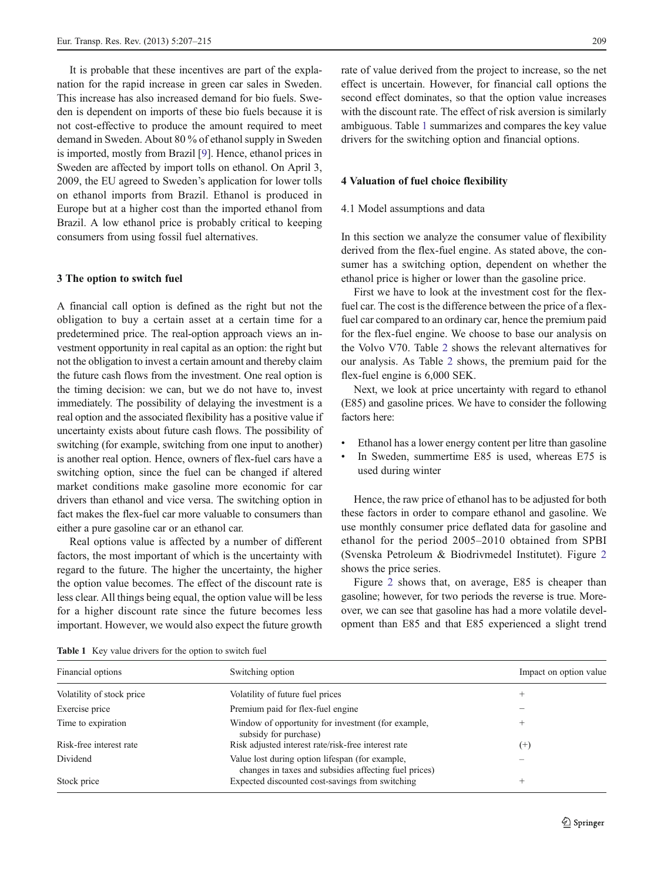It is probable that these incentives are part of the explanation for the rapid increase in green car sales in Sweden. This increase has also increased demand for bio fuels. Sweden is dependent on imports of these bio fuels because it is not cost-effective to produce the amount required to meet demand in Sweden. About 80 % of ethanol supply in Sweden is imported, mostly from Brazil [9]. Hence, ethanol prices in Sweden are affected by import tolls on ethanol. On April 3, 2009, the EU agreed to Sweden's application for lower tolls on ethanol imports from Brazil. Ethanol is produced in Europe but at a higher cost than the imported ethanol from Brazil. A low ethanol price is probably critical to keeping consumers from using fossil fuel alternatives.

## 3 The option to switch fuel

A financial call option is defined as the right but not the obligation to buy a certain asset at a certain time for a predetermined price. The real-option approach views an investment opportunity in real capital as an option: the right but not the obligation to invest a certain amount and thereby claim the future cash flows from the investment. One real option is the timing decision: we can, but we do not have to, invest immediately. The possibility of delaying the investment is a real option and the associated flexibility has a positive value if uncertainty exists about future cash flows. The possibility of switching (for example, switching from one input to another) is another real option. Hence, owners of flex-fuel cars have a switching option, since the fuel can be changed if altered market conditions make gasoline more economic for car drivers than ethanol and vice versa. The switching option in fact makes the flex-fuel car more valuable to consumers than either a pure gasoline car or an ethanol car.

Real options value is affected by a number of different factors, the most important of which is the uncertainty with regard to the future. The higher the uncertainty, the higher the option value becomes. The effect of the discount rate is less clear. All things being equal, the option value will be less for a higher discount rate since the future becomes less important. However, we would also expect the future growth rate of value derived from the project to increase, so the net effect is uncertain. However, for financial call options the second effect dominates, so that the option value increases with the discount rate. The effect of risk aversion is similarly ambiguous. Table 1 summarizes and compares the key value drivers for the switching option and financial options.

## 4 Valuation of fuel choice flexibility

### 4.1 Model assumptions and data

In this section we analyze the consumer value of flexibility derived from the flex-fuel engine. As stated above, the consumer has a switching option, dependent on whether the ethanol price is higher or lower than the gasoline price.

First we have to look at the investment cost for the flex-fuel car. The cost is the difference between the price of a flex-fuel car compared to an ordinary car, hence the premium paid for the flex-fuel engine. We choose to base our analysis on the Volvo V70. Table 2 shows the relevant alternatives for our analysis. As Table 2 shows, the premium paid for the flex-fuel engine is 6,000 SEK.

Next, we look at price uncertainty with regard to ethanol (E85) and gasoline prices. We have to consider the following factors here:

- Ethanol has a lower energy content per litre than gasoline
- In Sweden, summertime E85 is used, whereas E75 is used during winter

Hence, the raw price of ethanol has to be adjusted for both these factors in order to compare ethanol and gasoline. We use monthly consumer price deflated data for gasoline and ethanol for the period 2005–2010 obtained from SPBI (Svenska Petroleum & Biodrivmedel Institutet). Figure 2 shows the price series.

Figure 2 shows that, on average, E85 is cheaper than gasoline; however, for two periods the reverse is true. Moreover, we can see that gasoline has had a more volatile development than E85 and that E85 experienced a slight trend

**Table 1** Key value drivers for the option to switch fuel

| Financial options | Switching option | Impact on option value |
|---|---|---|
| Volatility of stock price | Volatility of future fuel prices | + |
| Exercise price | Premium paid for flex-fuel engine | – |
| Time to expiration | Window of opportunity for investment (for example, subsidy for purchase) | + |
| Risk-free interest rate | Risk adjusted interest rate/risk-free interest rate | (+) |
| Dividend | Value lost during option lifespan (for example, changes in taxes and subsidies affecting fuel prices) | – |
| Stock price | Expected discounted cost-savings from switching | + |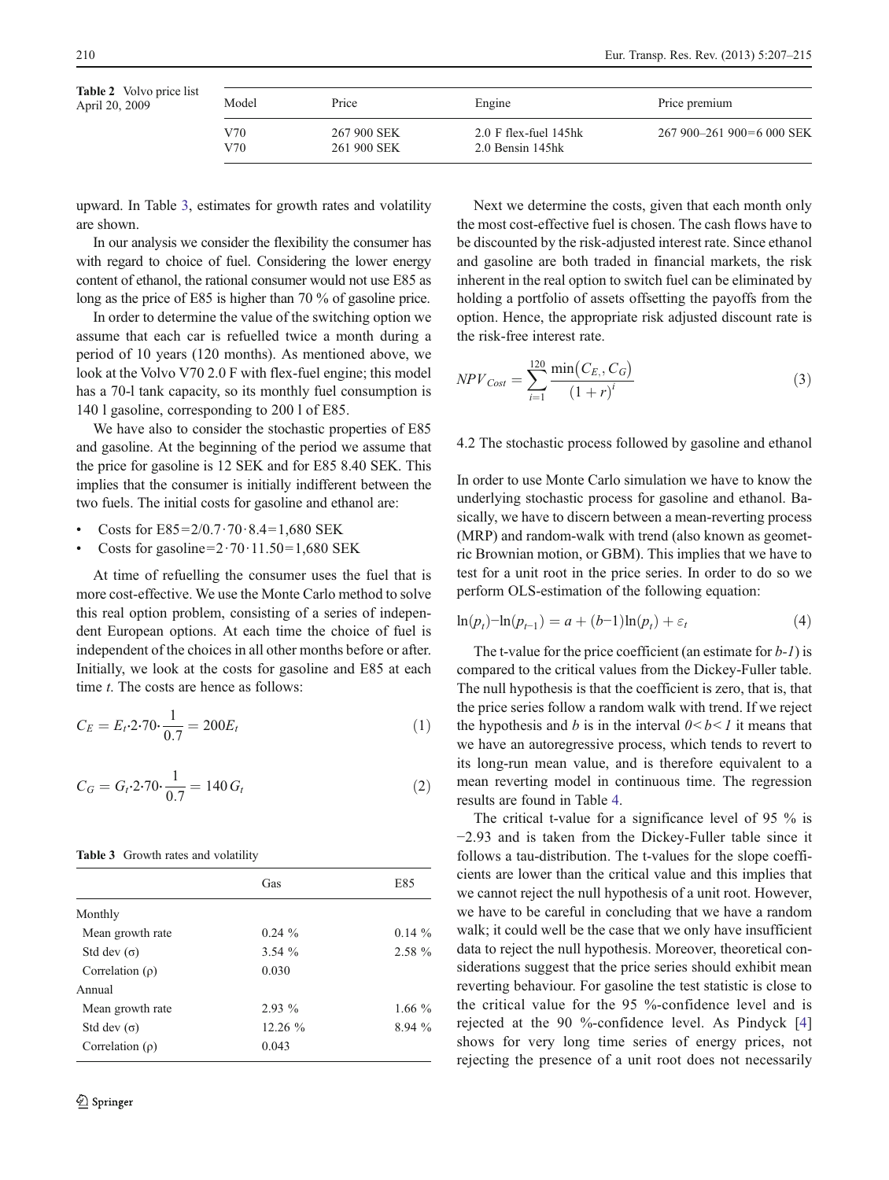Table 2 Volvo price list April 20, 2009

| Model | Price | Engine | Price premium |
|---|---|---|---|
| V70 | 267 900 SEK | 2.0 F flex-fuel 145hk | 267 900–261 900=6 000 SEK |
| V70 | 261 900 SEK | 2.0 Bensin 145hk | |

upward. In Table 3, estimates for growth rates and volatility are shown.

In our analysis we consider the flexibility the consumer has with regard to choice of fuel. Considering the lower energy content of ethanol, the rational consumer would not use E85 as long as the price of E85 is higher than 70 % of gasoline price.

In order to determine the value of the switching option we assume that each car is refuelled twice a month during a period of 10 years (120 months). As mentioned above, we look at the Volvo V70 2.0 F with flex-fuel engine; this model has a 70-l tank capacity, so its monthly fuel consumption is 140 l gasoline, corresponding to 200 l of E85.

We have also to consider the stochastic properties of E85 and gasoline. At the beginning of the period we assume that the price for gasoline is 12 SEK and for E85 8.40 SEK. This implies that the consumer is initially indifferent between the two fuels. The initial costs for gasoline and ethanol are:

- Costs for E85=2/0.7·70·8.4=1,680 SEK
- Costs for gasoline=2·70·11.50=1,680 SEK

At time of refuelling the consumer uses the fuel that is more cost-effective. We use the Monte Carlo method to solve this real option problem, consisting of a series of independent European options. At each time the choice of fuel is independent of the choices in all other months before or after. Initially, we look at the costs for gasoline and E85 at each time $t$. The costs are hence as follows:

$$C_E = E_t \cdot 2 \cdot 70 \cdot \frac{1}{0.7} = 200 E_t \tag{1}$$

$$C_G = G_t \cdot 2 \cdot 70 \cdot \frac{1}{0.7} = 140\, G_t \tag{2}$$

Table 3 Growth rates and volatility

| | Gas | E85 |
|---|---|---|
| Monthly | | |
| Mean growth rate | 0.24 % | 0.14 % |
| Std dev (σ) | 3.54 % | 2.58 % |
| Correlation (ρ) | 0.030 | |
| Annual | | |
| Mean growth rate | 2.93 % | 1.66 % |
| Std dev (σ) | 12.26 % | 8.94 % |
| Correlation (ρ) | 0.043 | |

Next we determine the costs, given that each month only the most cost-effective fuel is chosen. The cash flows have to be discounted by the risk-adjusted interest rate. Since ethanol and gasoline are both traded in financial markets, the risk inherent in the real option to switch fuel can be eliminated by holding a portfolio of assets offsetting the payoffs from the option. Hence, the appropriate risk adjusted discount rate is the risk-free interest rate.

$$NPV_{Cost} = \sum_{i=1}^{120} \frac{\min(C_{E,}, C_G)}{(1+r)^i} \tag{3}$$

### 4.2 The stochastic process followed by gasoline and ethanol

In order to use Monte Carlo simulation we have to know the underlying stochastic process for gasoline and ethanol. Basically, we have to discern between a mean-reverting process (MRP) and random-walk with trend (also known as geometric Brownian motion, or GBM). This implies that we have to test for a unit root in the price series. In order to do so we perform OLS-estimation of the following equation:

$$\ln(p_t) - \ln(p_{t-1}) = a + (b-1)\ln(p_t) + \varepsilon_t \tag{4}$$

The t-value for the price coefficient (an estimate for $b$-$1$) is compared to the critical values from the Dickey-Fuller table. The null hypothesis is that the coefficient is zero, that is, that the price series follow a random walk with trend. If we reject the hypothesis and $b$ is in the interval $0<b<1$ it means that we have an autoregressive process, which tends to revert to its long-run mean value, and is therefore equivalent to a mean reverting model in continuous time. The regression results are found in Table 4.

The critical t-value for a significance level of 95 % is −2.93 and is taken from the Dickey-Fuller table since it follows a tau-distribution. The t-values for the slope coefficients are lower than the critical value and this implies that we cannot reject the null hypothesis of a unit root. However, we have to be careful in concluding that we have a random walk; it could well be the case that we only have insufficient data to reject the null hypothesis. Moreover, theoretical considerations suggest that the price series should exhibit mean reverting behaviour. For gasoline the test statistic is close to the critical value for the 95 %-confidence level and is rejected at the 90 %-confidence level. As Pindyck [4] shows for very long time series of energy prices, not rejecting the presence of a unit root does not necessarily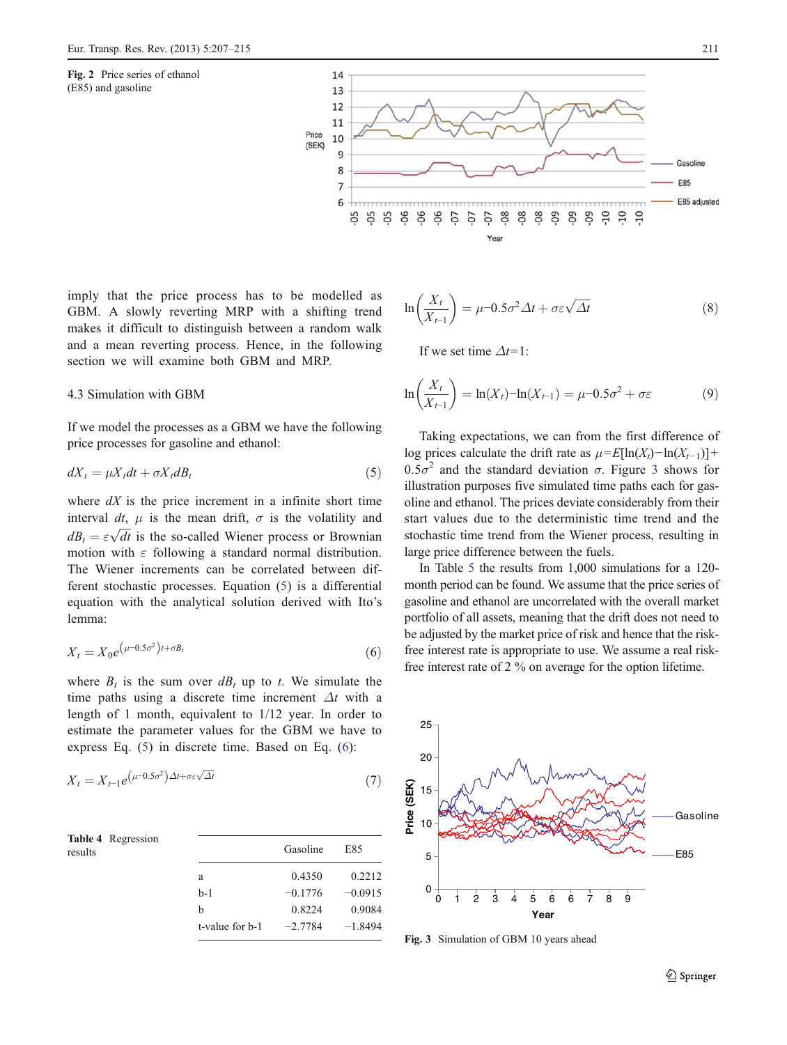**Fig. 2** Price series of ethanol (E85) and gasoline

imply that the price process has to be modelled as GBM. A slowly reverting MRP with a shifting trend makes it difficult to distinguish between a random walk and a mean reverting process. Hence, in the following section we will examine both GBM and MRP.

### 4.3 Simulation with GBM

If we model the processes as a GBM we have the following price processes for gasoline and ethanol:

$$dX_t = \mu X_t dt + \sigma X_t dB_t \tag{5}$$

where $dX$ is the price increment in a infinite short time interval $dt$, $\mu$ is the mean drift, $\sigma$ is the volatility and $dB_t = \varepsilon\sqrt{dt}$ is the so-called Wiener process or Brownian motion with $\varepsilon$ following a standard normal distribution. The Wiener increments can be correlated between different stochastic processes. Equation (5) is a differential equation with the analytical solution derived with Ito's lemma:

$$X_t = X_0 e^{\left(\mu - 0.5\sigma^2\right)t + \sigma B_t} \tag{6}$$

where $B_t$ is the sum over $dB_t$ up to $t$. We simulate the time paths using a discrete time increment $\Delta t$ with a length of 1 month, equivalent to 1/12 year. In order to estimate the parameter values for the GBM we have to express Eq. (5) in discrete time. Based on Eq. (6):

$$X_t = X_{t-1} e^{\left(\mu - 0.5\sigma^2\right)\Delta t + \sigma\varepsilon\sqrt{\Delta t}} \tag{7}$$

**Table 4** Regression results

| | Gasoline | E85 |
|---|---|---|
| a | 0.4350 | 0.2212 |
| b-1 | −0.1776 | −0.0915 |
| b | 0.8224 | 0.9084 |
| t-value for b-1 | −2.7784 | −1.8494 |

$$\ln\left(\frac{X_t}{X_{t-1}}\right) = \mu - 0.5\sigma^2\Delta t + \sigma\varepsilon\sqrt{\Delta t} \tag{8}$$

If we set time $\Delta t$=1:

$$\ln\left(\frac{X_t}{X_{t-1}}\right) = \ln(X_t) - \ln(X_{t-1}) = \mu - 0.5\sigma^2 + \sigma\varepsilon \tag{9}$$

Taking expectations, we can from the first difference of log prices calculate the drift rate as $\mu = E[\ln(X_t) - \ln(X_{t-1})] + 0.5\sigma^2$ and the standard deviation $\sigma$. Figure 3 shows for illustration purposes five simulated time paths each for gasoline and ethanol. The prices deviate considerably from their start values due to the deterministic time trend and the stochastic time trend from the Wiener process, resulting in large price difference between the fuels.

In Table 5 the results from 1,000 simulations for a 120-month period can be found. We assume that the price series of gasoline and ethanol are uncorrelated with the overall market portfolio of all assets, meaning that the drift does not need to be adjusted by the market price of risk and hence that the risk-free interest rate is appropriate to use. We assume a real risk-free interest rate of 2 % on average for the option lifetime.

**Fig. 3** Simulation of GBM 10 years ahead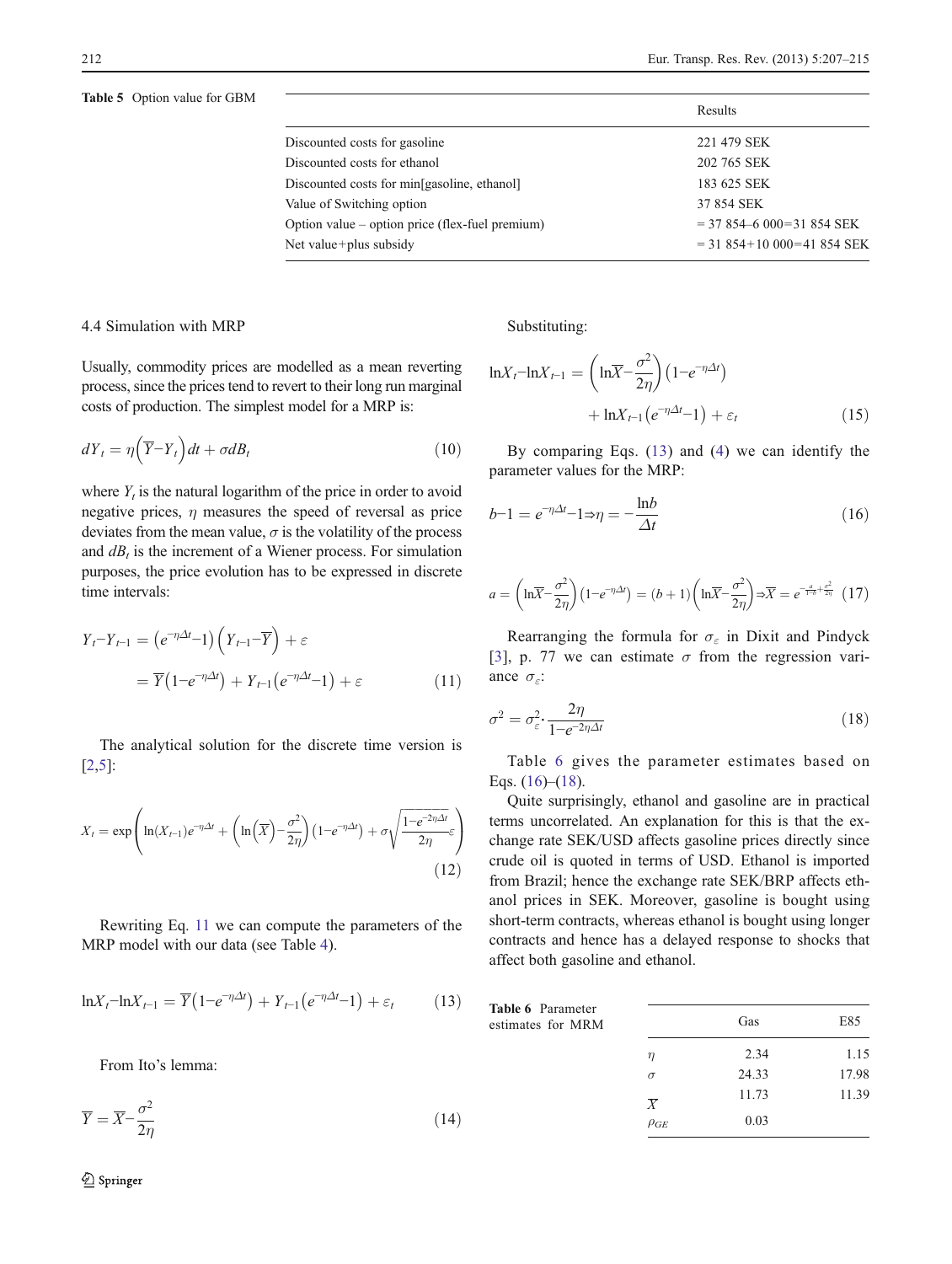**Table 5** Option value for GBM

| | Results |
|---|---|
| Discounted costs for gasoline | 221 479 SEK |
| Discounted costs for ethanol | 202 765 SEK |
| Discounted costs for min[gasoline, ethanol] | 183 625 SEK |
| Value of Switching option | 37 854 SEK |
| Option value – option price (flex-fuel premium) | = 37 854–6 000=31 854 SEK |
| Net value+plus subsidy | = 31 854+10 000=41 854 SEK |

### 4.4 Simulation with MRP

Usually, commodity prices are modelled as a mean reverting process, since the prices tend to revert to their long run marginal costs of production. The simplest model for a MRP is:

$$dY_t = \eta\left(\overline{Y} - Y_t\right)dt + \sigma dB_t \tag{10}$$

where $Y_t$ is the natural logarithm of the price in order to avoid negative prices, $\eta$ measures the speed of reversal as price deviates from the mean value, $\sigma$ is the volatility of the process and $dB_t$ is the increment of a Wiener process. For simulation purposes, the price evolution has to be expressed in discrete time intervals:

$$\begin{aligned} Y_t - Y_{t-1} &= \left(e^{-\eta\Delta t} - 1\right)\left(Y_{t-1} - \overline{Y}\right) + \varepsilon \\ &= \overline{Y}\left(1 - e^{-\eta\Delta t}\right) + Y_{t-1}\left(e^{-\eta\Delta t} - 1\right) + \varepsilon \end{aligned} \tag{11}$$

The analytical solution for the discrete time version is [2,5]:

$$X_t = \exp\left(\ln(X_{t-1})e^{-\eta\Delta t} + \left(\ln\left(\overline{X}\right) - \frac{\sigma^2}{2\eta}\right)\left(1 - e^{-\eta\Delta t}\right) + \sigma\sqrt{\frac{1 - e^{-2\eta\Delta t}}{2\eta}}\varepsilon\right) \tag{12}$$

Rewriting Eq. 11 we can compute the parameters of the MRP model with our data (see Table 4).

$$\ln X_t - \ln X_{t-1} = \overline{Y}\left(1 - e^{-\eta\Delta t}\right) + Y_{t-1}\left(e^{-\eta\Delta t} - 1\right) + \varepsilon_t \tag{13}$$

From Ito's lemma:

$$\overline{Y} = \overline{X} - \frac{\sigma^2}{2\eta} \tag{14}$$

Substituting:

$$\begin{aligned} \ln X_t - \ln X_{t-1} = &\left(\ln\overline{X} - \frac{\sigma^2}{2\eta}\right)\left(1 - e^{-\eta\Delta t}\right) \\ &+ \ln X_{t-1}\left(e^{-\eta\Delta t} - 1\right) + \varepsilon_t \end{aligned} \tag{15}$$

By comparing Eqs. (13) and (4) we can identify the parameter values for the MRP:

$$b - 1 = e^{-\eta\Delta t} - 1 \Rightarrow \eta = -\frac{\ln b}{\Delta t} \tag{16}$$

$$a = \left(\ln\overline{X} - \frac{\sigma^2}{2\eta}\right)\left(1 - e^{-\eta\Delta t}\right) = (b+1)\left(\ln\overline{X} - \frac{\sigma^2}{2\eta}\right) \Rightarrow \overline{X} = e^{-\frac{a}{1-b} + \frac{\sigma^2}{2\eta}} \tag{17}$$

Rearranging the formula for $\sigma_\varepsilon$ in Dixit and Pindyck [3], p. 77 we can estimate $\sigma$ from the regression variance $\sigma_\varepsilon$:

$$\sigma^2 = \sigma_\varepsilon^2 \cdot \frac{2\eta}{1 - e^{-2\eta\Delta t}} \tag{18}$$

Table 6 gives the parameter estimates based on Eqs. (16)–(18).

Quite surprisingly, ethanol and gasoline are in practical terms uncorrelated. An explanation for this is that the exchange rate SEK/USD affects gasoline prices directly since crude oil is quoted in terms of USD. Ethanol is imported from Brazil; hence the exchange rate SEK/BRP affects ethanol prices in SEK. Moreover, gasoline is bought using short-term contracts, whereas ethanol is bought using longer contracts and hence has a delayed response to shocks that affect both gasoline and ethanol.

**Table 6** Parameter estimates for MRM

| | Gas | E85 |
|---|---|---|
| $\eta$ | 2.34 | 1.15 |
| $\sigma$ | 24.33 | 17.98 |
| $\overline{X}$ | 11.73 | 11.39 |
| $\rho_{GE}$ | 0.03 | |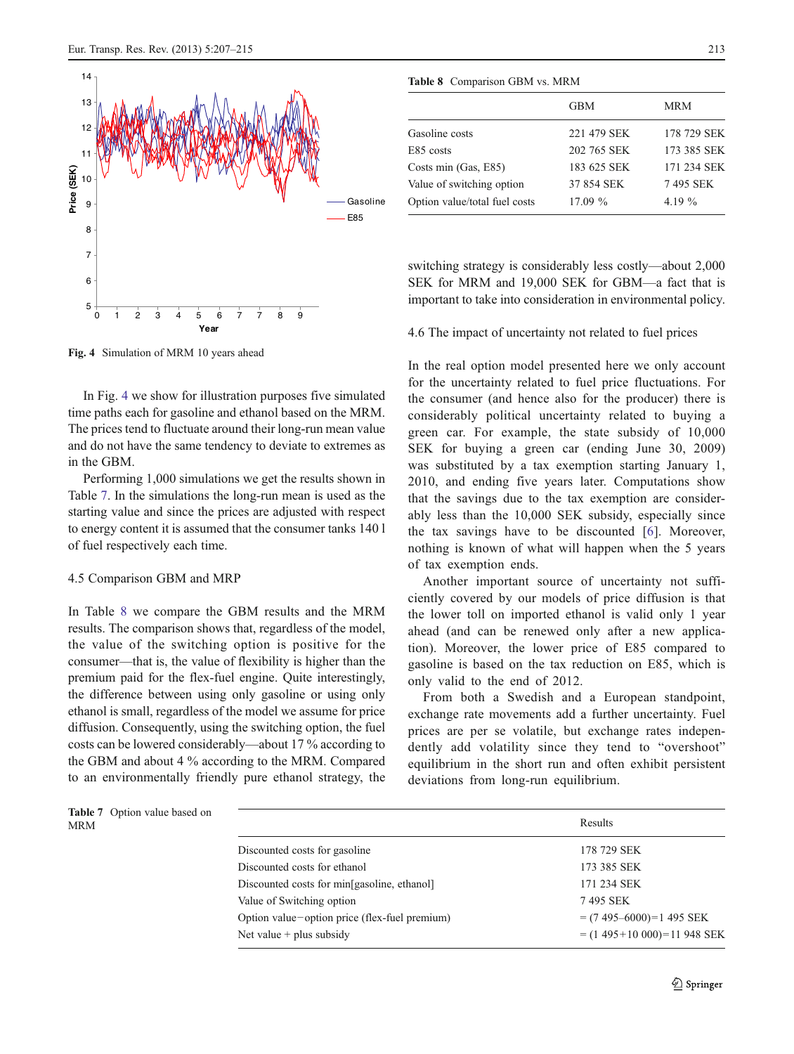Fig. 4 Simulation of MRM 10 years ahead

In Fig. 4 we show for illustration purposes five simulated time paths each for gasoline and ethanol based on the MRM. The prices tend to fluctuate around their long-run mean value and do not have the same tendency to deviate to extremes as in the GBM.

Performing 1,000 simulations we get the results shown in Table 7. In the simulations the long-run mean is used as the starting value and since the prices are adjusted with respect to energy content it is assumed that the consumer tanks 140 l of fuel respectively each time.

### 4.5 Comparison GBM and MRP

In Table 8 we compare the GBM results and the MRM results. The comparison shows that, regardless of the model, the value of the switching option is positive for the consumer—that is, the value of flexibility is higher than the premium paid for the flex-fuel engine. Quite interestingly, the difference between using only gasoline or using only ethanol is small, regardless of the model we assume for price diffusion. Consequently, using the switching option, the fuel costs can be lowered considerably—about 17 % according to the GBM and about 4 % according to the MRM. Compared to an environmentally friendly pure ethanol strategy, the switching strategy is considerably less costly—about 2,000 SEK for MRM and 19,000 SEK for GBM—a fact that is important to take into consideration in environmental policy.

**Table 8** Comparison GBM vs. MRM

| | GBM | MRM |
|---|---|---|
| Gasoline costs | 221 479 SEK | 178 729 SEK |
| E85 costs | 202 765 SEK | 173 385 SEK |
| Costs min (Gas, E85) | 183 625 SEK | 171 234 SEK |
| Value of switching option | 37 854 SEK | 7 495 SEK |
| Option value/total fuel costs | 17.09 % | 4.19 % |

### 4.6 The impact of uncertainty not related to fuel prices

In the real option model presented here we only account for the uncertainty related to fuel price fluctuations. For the consumer (and hence also for the producer) there is considerably political uncertainty related to buying a green car. For example, the state subsidy of 10,000 SEK for buying a green car (ending June 30, 2009) was substituted by a tax exemption starting January 1, 2010, and ending five years later. Computations show that the savings due to the tax exemption are considerably less than the 10,000 SEK subsidy, especially since the tax savings have to be discounted [6]. Moreover, nothing is known of what will happen when the 5 years of tax exemption ends.

Another important source of uncertainty not sufficiently covered by our models of price diffusion is that the lower toll on imported ethanol is valid only 1 year ahead (and can be renewed only after a new application). Moreover, the lower price of E85 compared to gasoline is based on the tax reduction on E85, which is only valid to the end of 2012.

From both a Swedish and a European standpoint, exchange rate movements add a further uncertainty. Fuel prices are per se volatile, but exchange rates independently add volatility since they tend to "overshoot" equilibrium in the short run and often exhibit persistent deviations from long-run equilibrium.

**Table 7** Option value based on MRM

| | Results |
|---|---|
| Discounted costs for gasoline | 178 729 SEK |
| Discounted costs for ethanol | 173 385 SEK |
| Discounted costs for min[gasoline, ethanol] | 171 234 SEK |
| Value of Switching option | 7 495 SEK |
| Option value−option price (flex-fuel premium) | = (7 495–6000)=1 495 SEK |
| Net value + plus subsidy | = (1 495+10 000)=11 948 SEK |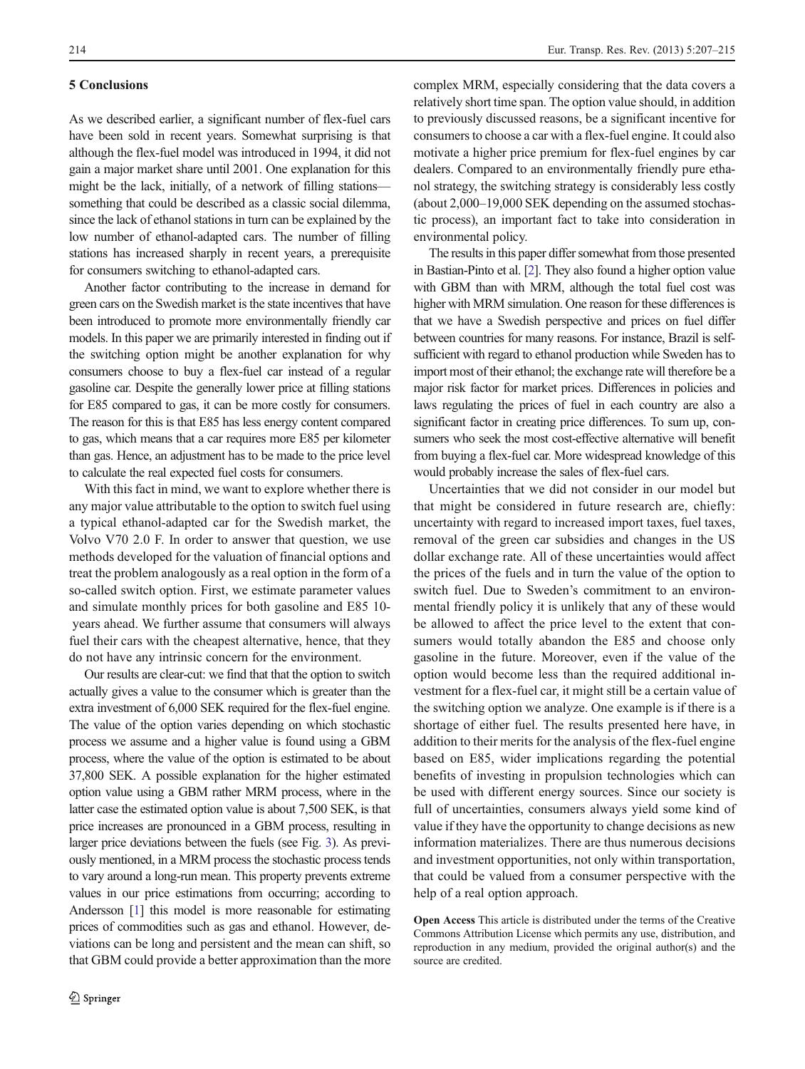## 5 Conclusions

As we described earlier, a significant number of flex-fuel cars have been sold in recent years. Somewhat surprising is that although the flex-fuel model was introduced in 1994, it did not gain a major market share until 2001. One explanation for this might be the lack, initially, of a network of filling stations—something that could be described as a classic social dilemma, since the lack of ethanol stations in turn can be explained by the low number of ethanol-adapted cars. The number of filling stations has increased sharply in recent years, a prerequisite for consumers switching to ethanol-adapted cars.

Another factor contributing to the increase in demand for green cars on the Swedish market is the state incentives that have been introduced to promote more environmentally friendly car models. In this paper we are primarily interested in finding out if the switching option might be another explanation for why consumers choose to buy a flex-fuel car instead of a regular gasoline car. Despite the generally lower price at filling stations for E85 compared to gas, it can be more costly for consumers. The reason for this is that E85 has less energy content compared to gas, which means that a car requires more E85 per kilometer than gas. Hence, an adjustment has to be made to the price level to calculate the real expected fuel costs for consumers.

With this fact in mind, we want to explore whether there is any major value attributable to the option to switch fuel using a typical ethanol-adapted car for the Swedish market, the Volvo V70 2.0 F. In order to answer that question, we use methods developed for the valuation of financial options and treat the problem analogously as a real option in the form of a so-called switch option. First, we estimate parameter values and simulate monthly prices for both gasoline and E85 10-years ahead. We further assume that consumers will always fuel their cars with the cheapest alternative, hence, that they do not have any intrinsic concern for the environment.

Our results are clear-cut: we find that that the option to switch actually gives a value to the consumer which is greater than the extra investment of 6,000 SEK required for the flex-fuel engine. The value of the option varies depending on which stochastic process we assume and a higher value is found using a GBM process, where the value of the option is estimated to be about 37,800 SEK. A possible explanation for the higher estimated option value using a GBM rather MRM process, where in the latter case the estimated option value is about 7,500 SEK, is that price increases are pronounced in a GBM process, resulting in larger price deviations between the fuels (see Fig. 3). As previously mentioned, in a MRM process the stochastic process tends to vary around a long-run mean. This property prevents extreme values in our price estimations from occurring; according to Andersson [1] this model is more reasonable for estimating prices of commodities such as gas and ethanol. However, deviations can be long and persistent and the mean can shift, so that GBM could provide a better approximation than the more complex MRM, especially considering that the data covers a relatively short time span. The option value should, in addition to previously discussed reasons, be a significant incentive for consumers to choose a car with a flex-fuel engine. It could also motivate a higher price premium for flex-fuel engines by car dealers. Compared to an environmentally friendly pure ethanol strategy, the switching strategy is considerably less costly (about 2,000–19,000 SEK depending on the assumed stochastic process), an important fact to take into consideration in environmental policy.

The results in this paper differ somewhat from those presented in Bastian-Pinto et al. [2]. They also found a higher option value with GBM than with MRM, although the total fuel cost was higher with MRM simulation. One reason for these differences is that we have a Swedish perspective and prices on fuel differ between countries for many reasons. For instance, Brazil is self-sufficient with regard to ethanol production while Sweden has to import most of their ethanol; the exchange rate will therefore be a major risk factor for market prices. Differences in policies and laws regulating the prices of fuel in each country are also a significant factor in creating price differences. To sum up, consumers who seek the most cost-effective alternative will benefit from buying a flex-fuel car. More widespread knowledge of this would probably increase the sales of flex-fuel cars.

Uncertainties that we did not consider in our model but that might be considered in future research are, chiefly: uncertainty with regard to increased import taxes, fuel taxes, removal of the green car subsidies and changes in the US dollar exchange rate. All of these uncertainties would affect the prices of the fuels and in turn the value of the option to switch fuel. Due to Sweden's commitment to an environmental friendly policy it is unlikely that any of these would be allowed to affect the price level to the extent that consumers would totally abandon the E85 and choose only gasoline in the future. Moreover, even if the value of the option would become less than the required additional investment for a flex-fuel car, it might still be a certain value of the switching option we analyze. One example is if there is a shortage of either fuel. The results presented here have, in addition to their merits for the analysis of the flex-fuel engine based on E85, wider implications regarding the potential benefits of investing in propulsion technologies which can be used with different energy sources. Since our society is full of uncertainties, consumers always yield some kind of value if they have the opportunity to change decisions as new information materializes. There are thus numerous decisions and investment opportunities, not only within transportation, that could be valued from a consumer perspective with the help of a real option approach.

**Open Access** This article is distributed under the terms of the Creative Commons Attribution License which permits any use, distribution, and reproduction in any medium, provided the original author(s) and the source are credited.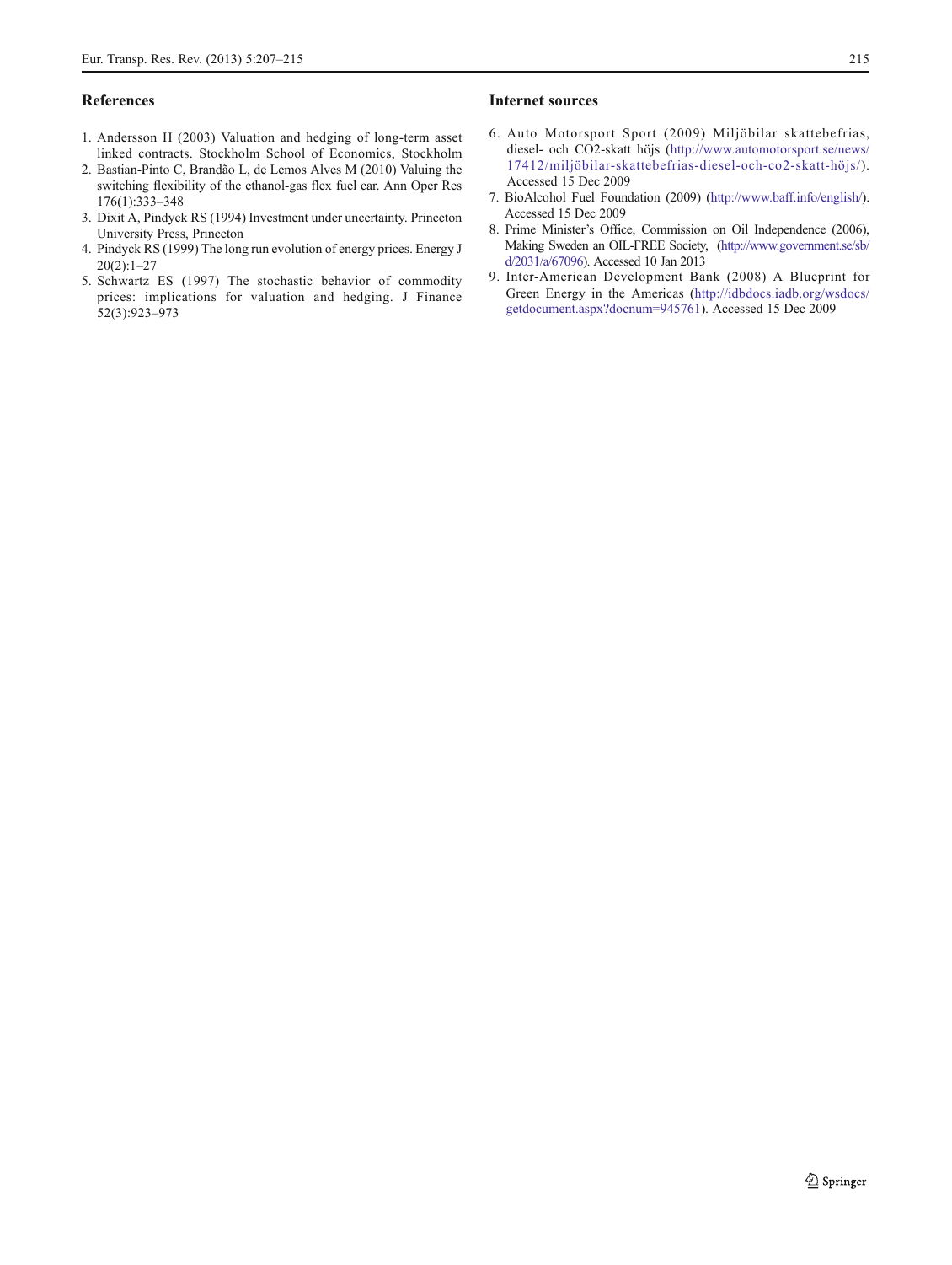## References

1. Andersson H (2003) Valuation and hedging of long-term asset linked contracts. Stockholm School of Economics, Stockholm
2. Bastian-Pinto C, Brandão L, de Lemos Alves M (2010) Valuing the switching flexibility of the ethanol-gas flex fuel car. Ann Oper Res 176(1):333–348
3. Dixit A, Pindyck RS (1994) Investment under uncertainty. Princeton University Press, Princeton
4. Pindyck RS (1999) The long run evolution of energy prices. Energy J 20(2):1–27
5. Schwartz ES (1997) The stochastic behavior of commodity prices: implications for valuation and hedging. J Finance 52(3):923–973

## Internet sources

6. Auto Motorsport Sport (2009) Miljöbilar skattebefrias, diesel- och CO2-skatt höjs (http://www.automotorsport.se/news/17412/miljöbilar-skattebefrias-diesel-och-co2-skatt-höjs/). Accessed 15 Dec 2009
7. BioAlcohol Fuel Foundation (2009) (http://www.baff.info/english/). Accessed 15 Dec 2009
8. Prime Minister's Office, Commission on Oil Independence (2006), Making Sweden an OIL-FREE Society, (http://www.government.se/sb/d/2031/a/67096). Accessed 10 Jan 2013
9. Inter-American Development Bank (2008) A Blueprint for Green Energy in the Americas (http://idbdocs.iadb.org/wsdocs/getdocument.aspx?docnum=945761). Accessed 15 Dec 2009